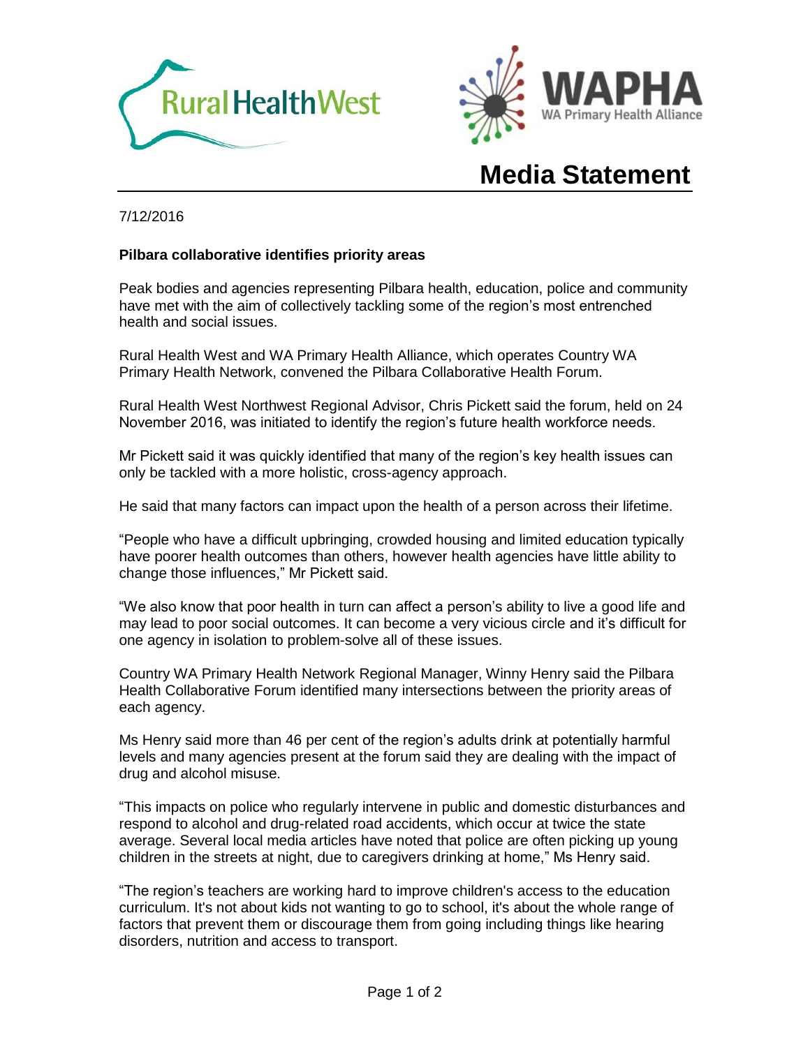Rural Health West

WAPHA
WA Primary Health Alliance

# Media Statement

7/12/2016

**Pilbara collaborative identifies priority areas**

Peak bodies and agencies representing Pilbara health, education, police and community have met with the aim of collectively tackling some of the region's most entrenched health and social issues.

Rural Health West and WA Primary Health Alliance, which operates Country WA Primary Health Network, convened the Pilbara Collaborative Health Forum.

Rural Health West Northwest Regional Advisor, Chris Pickett said the forum, held on 24 November 2016, was initiated to identify the region's future health workforce needs.

Mr Pickett said it was quickly identified that many of the region's key health issues can only be tackled with a more holistic, cross-agency approach.

He said that many factors can impact upon the health of a person across their lifetime.

"People who have a difficult upbringing, crowded housing and limited education typically have poorer health outcomes than others, however health agencies have little ability to change those influences," Mr Pickett said.

"We also know that poor health in turn can affect a person's ability to live a good life and may lead to poor social outcomes. It can become a very vicious circle and it's difficult for one agency in isolation to problem-solve all of these issues.

Country WA Primary Health Network Regional Manager, Winny Henry said the Pilbara Health Collaborative Forum identified many intersections between the priority areas of each agency.

Ms Henry said more than 46 per cent of the region's adults drink at potentially harmful levels and many agencies present at the forum said they are dealing with the impact of drug and alcohol misuse.

"This impacts on police who regularly intervene in public and domestic disturbances and respond to alcohol and drug-related road accidents, which occur at twice the state average. Several local media articles have noted that police are often picking up young children in the streets at night, due to caregivers drinking at home," Ms Henry said.

"The region's teachers are working hard to improve children's access to the education curriculum. It's not about kids not wanting to go to school, it's about the whole range of factors that prevent them or discourage them from going including things like hearing disorders, nutrition and access to transport.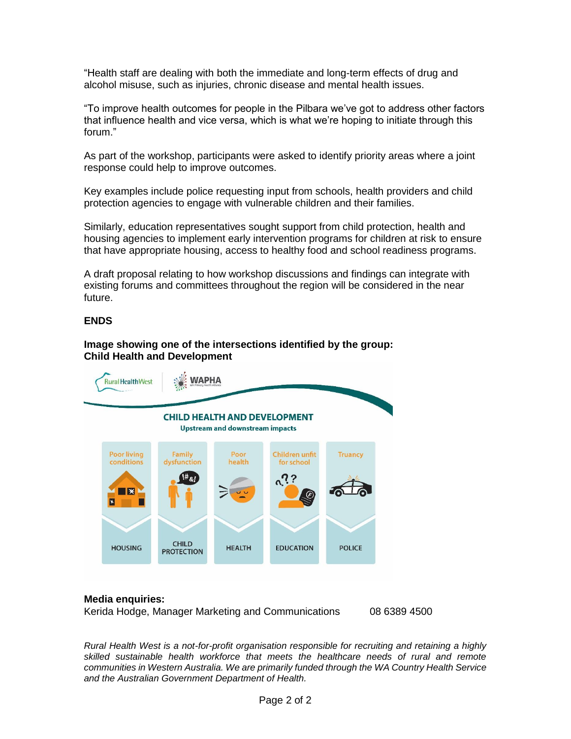"Health staff are dealing with both the immediate and long-term effects of drug and alcohol misuse, such as injuries, chronic disease and mental health issues.

"To improve health outcomes for people in the Pilbara we've got to address other factors that influence health and vice versa, which is what we're hoping to initiate through this forum."

As part of the workshop, participants were asked to identify priority areas where a joint response could help to improve outcomes.

Key examples include police requesting input from schools, health providers and child protection agencies to engage with vulnerable children and their families.

Similarly, education representatives sought support from child protection, health and housing agencies to implement early intervention programs for children at risk to ensure that have appropriate housing, access to healthy food and school readiness programs.

A draft proposal relating to how workshop discussions and findings can integrate with existing forums and committees throughout the region will be considered in the near future.

**ENDS**

**Image showing one of the intersections identified by the group: Child Health and Development**

Rural Health West

WAPHA

CHILD HEALTH AND DEVELOPMENT

Upstream and downstream impacts

Poor living conditions

Family dysfunction

Poor health

Children unfit for school

Truancy

HOUSING

CHILD PROTECTION

HEALTH

EDUCATION

POLICE

**Media enquiries:**

Kerida Hodge, Manager Marketing and Communications 08 6389 4500

*Rural Health West is a not-for-profit organisation responsible for recruiting and retaining a highly skilled sustainable health workforce that meets the healthcare needs of rural and remote communities in Western Australia. We are primarily funded through the WA Country Health Service and the Australian Government Department of Health.*